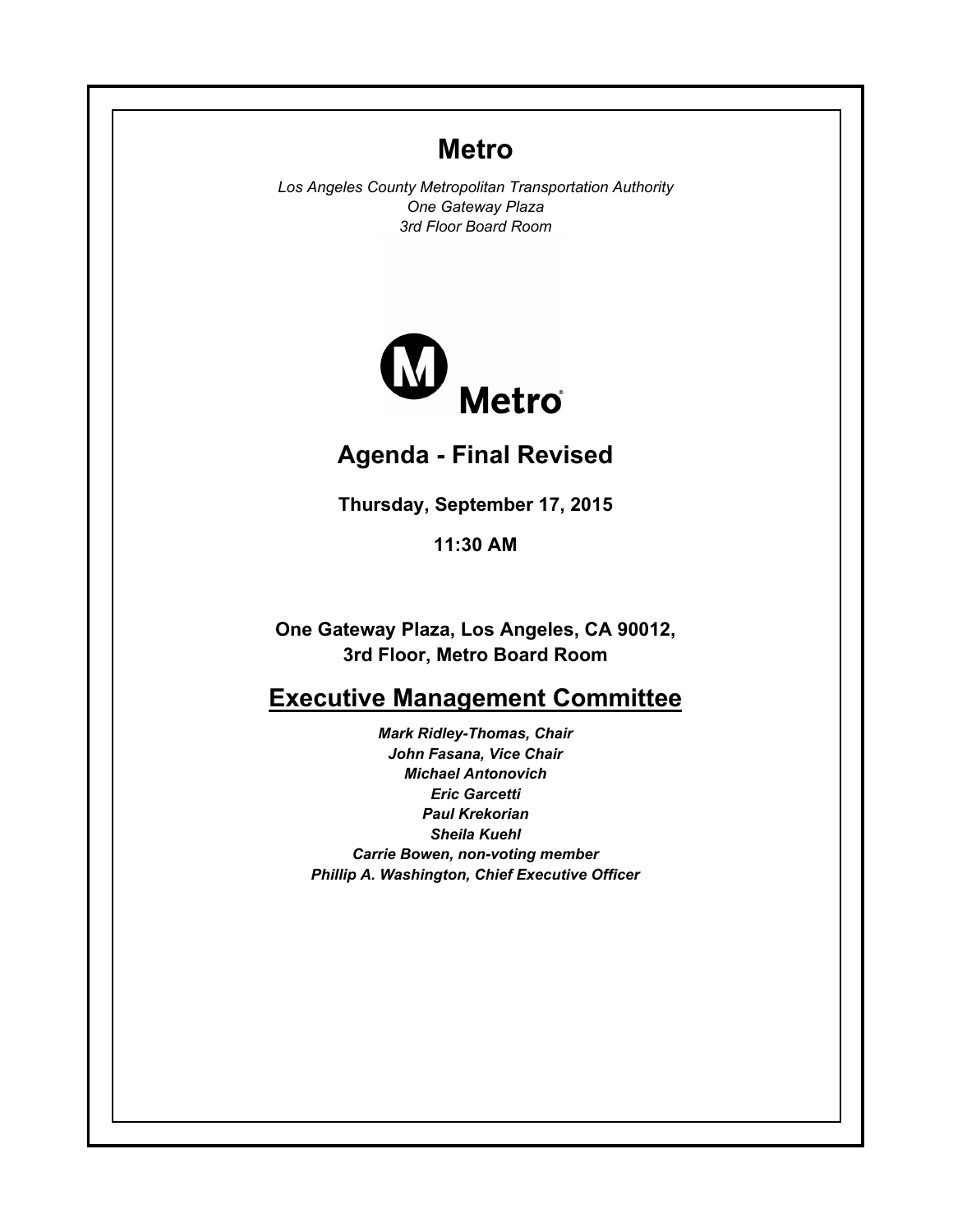# Metro

*Los Angeles County Metropolitan Transportation Authority*
*One Gateway Plaza*
*3rd Floor Board Room*

## Agenda - Final Revised

**Thursday, September 17, 2015**

**11:30 AM**

**One Gateway Plaza, Los Angeles, CA 90012,**
**3rd Floor, Metro Board Room**

## Executive Management Committee

***Mark Ridley-Thomas, Chair***
***John Fasana, Vice Chair***
***Michael Antonovich***
***Eric Garcetti***
***Paul Krekorian***
***Sheila Kuehl***
***Carrie Bowen, non-voting member***
***Phillip A. Washington, Chief Executive Officer***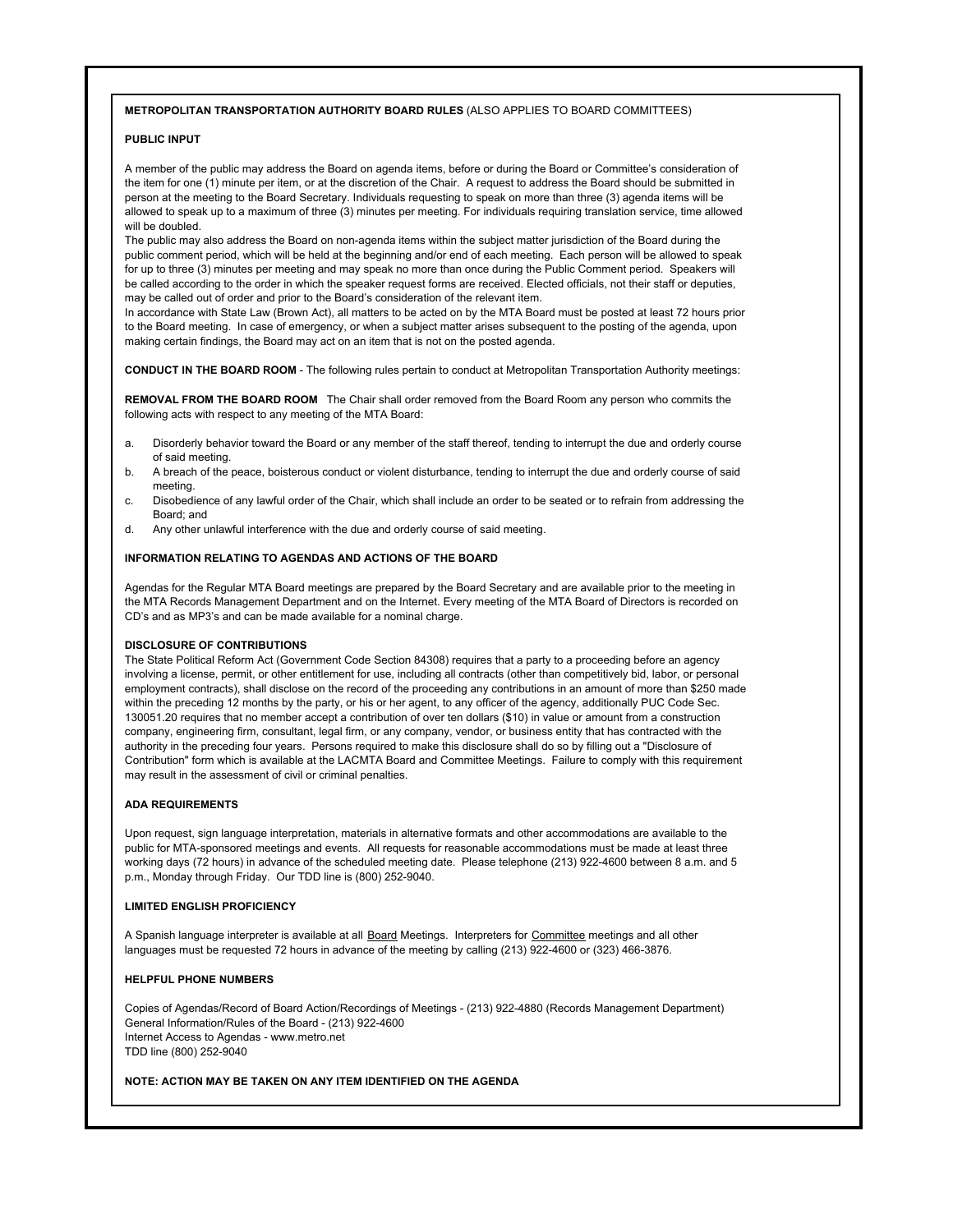**METROPOLITAN TRANSPORTATION AUTHORITY BOARD RULES** (ALSO APPLIES TO BOARD COMMITTEES)

**PUBLIC INPUT**

A member of the public may address the Board on agenda items, before or during the Board or Committee's consideration of the item for one (1) minute per item, or at the discretion of the Chair. A request to address the Board should be submitted in person at the meeting to the Board Secretary. Individuals requesting to speak on more than three (3) agenda items will be allowed to speak up to a maximum of three (3) minutes per meeting. For individuals requiring translation service, time allowed will be doubled.

The public may also address the Board on non-agenda items within the subject matter jurisdiction of the Board during the public comment period, which will be held at the beginning and/or end of each meeting. Each person will be allowed to speak for up to three (3) minutes per meeting and may speak no more than once during the Public Comment period. Speakers will be called according to the order in which the speaker request forms are received. Elected officials, not their staff or deputies, may be called out of order and prior to the Board's consideration of the relevant item.

In accordance with State Law (Brown Act), all matters to be acted on by the MTA Board must be posted at least 72 hours prior to the Board meeting. In case of emergency, or when a subject matter arises subsequent to the posting of the agenda, upon making certain findings, the Board may act on an item that is not on the posted agenda.

**CONDUCT IN THE BOARD ROOM** - The following rules pertain to conduct at Metropolitan Transportation Authority meetings:

**REMOVAL FROM THE BOARD ROOM** The Chair shall order removed from the Board Room any person who commits the following acts with respect to any meeting of the MTA Board:

a. Disorderly behavior toward the Board or any member of the staff thereof, tending to interrupt the due and orderly course of said meeting.
b. A breach of the peace, boisterous conduct or violent disturbance, tending to interrupt the due and orderly course of said meeting.
c. Disobedience of any lawful order of the Chair, which shall include an order to be seated or to refrain from addressing the Board; and
d. Any other unlawful interference with the due and orderly course of said meeting.

**INFORMATION RELATING TO AGENDAS AND ACTIONS OF THE BOARD**

Agendas for the Regular MTA Board meetings are prepared by the Board Secretary and are available prior to the meeting in the MTA Records Management Department and on the Internet. Every meeting of the MTA Board of Directors is recorded on CD's and as MP3's and can be made available for a nominal charge.

**DISCLOSURE OF CONTRIBUTIONS**

The State Political Reform Act (Government Code Section 84308) requires that a party to a proceeding before an agency involving a license, permit, or other entitlement for use, including all contracts (other than competitively bid, labor, or personal employment contracts), shall disclose on the record of the proceeding any contributions in an amount of more than $250 made within the preceding 12 months by the party, or his or her agent, to any officer of the agency, additionally PUC Code Sec. 130051.20 requires that no member accept a contribution of over ten dollars ($10) in value or amount from a construction company, engineering firm, consultant, legal firm, or any company, vendor, or business entity that has contracted with the authority in the preceding four years. Persons required to make this disclosure shall do so by filling out a "Disclosure of Contribution" form which is available at the LACMTA Board and Committee Meetings. Failure to comply with this requirement may result in the assessment of civil or criminal penalties.

**ADA REQUIREMENTS**

Upon request, sign language interpretation, materials in alternative formats and other accommodations are available to the public for MTA-sponsored meetings and events. All requests for reasonable accommodations must be made at least three working days (72 hours) in advance of the scheduled meeting date. Please telephone (213) 922-4600 between 8 a.m. and 5 p.m., Monday through Friday. Our TDD line is (800) 252-9040.

**LIMITED ENGLISH PROFICIENCY**

A Spanish language interpreter is available at all Board Meetings. Interpreters for Committee meetings and all other languages must be requested 72 hours in advance of the meeting by calling (213) 922-4600 or (323) 466-3876.

**HELPFUL PHONE NUMBERS**

Copies of Agendas/Record of Board Action/Recordings of Meetings - (213) 922-4880 (Records Management Department)
General Information/Rules of the Board - (213) 922-4600
Internet Access to Agendas - www.metro.net
TDD line (800) 252-9040

**NOTE: ACTION MAY BE TAKEN ON ANY ITEM IDENTIFIED ON THE AGENDA**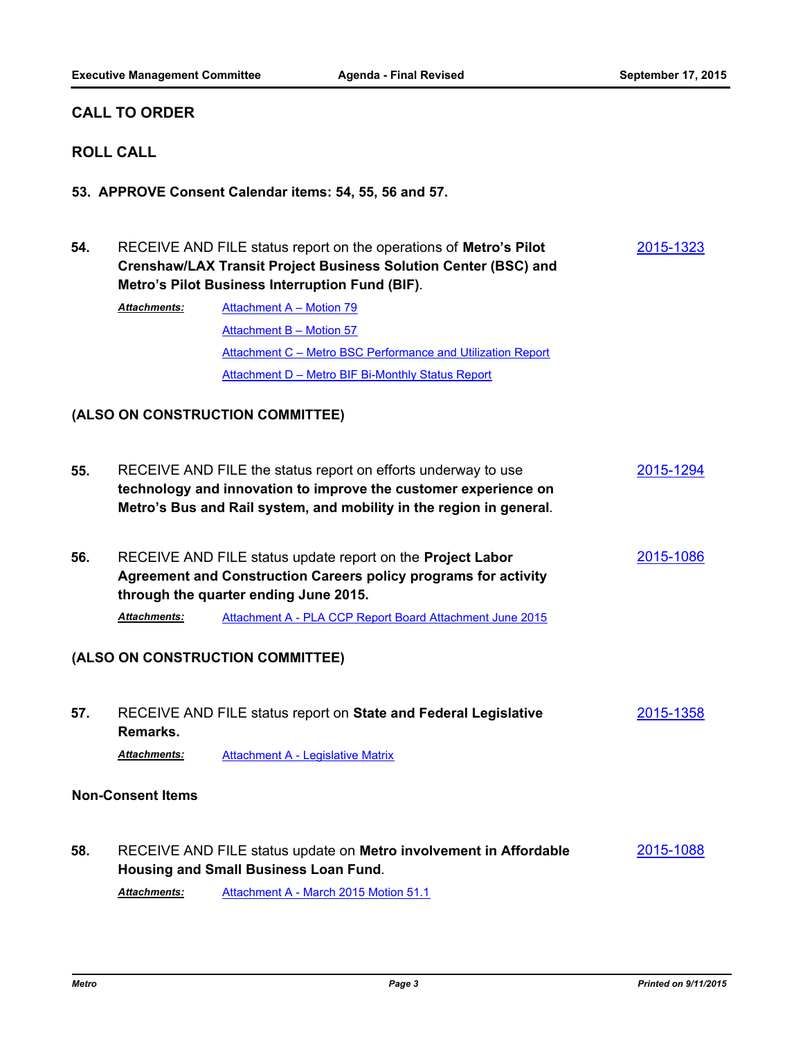## CALL TO ORDER

## ROLL CALL

**53. APPROVE Consent Calendar items: 54, 55, 56 and 57.**

**54.** RECEIVE AND FILE status report on the operations of **Metro's Pilot Crenshaw/LAX Transit Project Business Solution Center (BSC) and Metro's Pilot Business Interruption Fund (BIF)**. 2015-1323

***Attachments:*** Attachment A – Motion 79
Attachment B – Motion 57
Attachment C – Metro BSC Performance and Utilization Report
Attachment D – Metro BIF Bi-Monthly Status Report

**(ALSO ON CONSTRUCTION COMMITTEE)**

**55.** RECEIVE AND FILE the status report on efforts underway to use **technology and innovation to improve the customer experience on Metro's Bus and Rail system, and mobility in the region in general**. 2015-1294

**56.** RECEIVE AND FILE status update report on the **Project Labor Agreement and Construction Careers policy programs for activity through the quarter ending June 2015.** 2015-1086

***Attachments:*** Attachment A - PLA CCP Report Board Attachment June 2015

**(ALSO ON CONSTRUCTION COMMITTEE)**

**57.** RECEIVE AND FILE status report on **State and Federal Legislative Remarks.** 2015-1358

***Attachments:*** Attachment A - Legislative Matrix

**Non-Consent Items**

**58.** RECEIVE AND FILE status update on **Metro involvement in Affordable Housing and Small Business Loan Fund**. 2015-1088

***Attachments:*** Attachment A - March 2015 Motion 51.1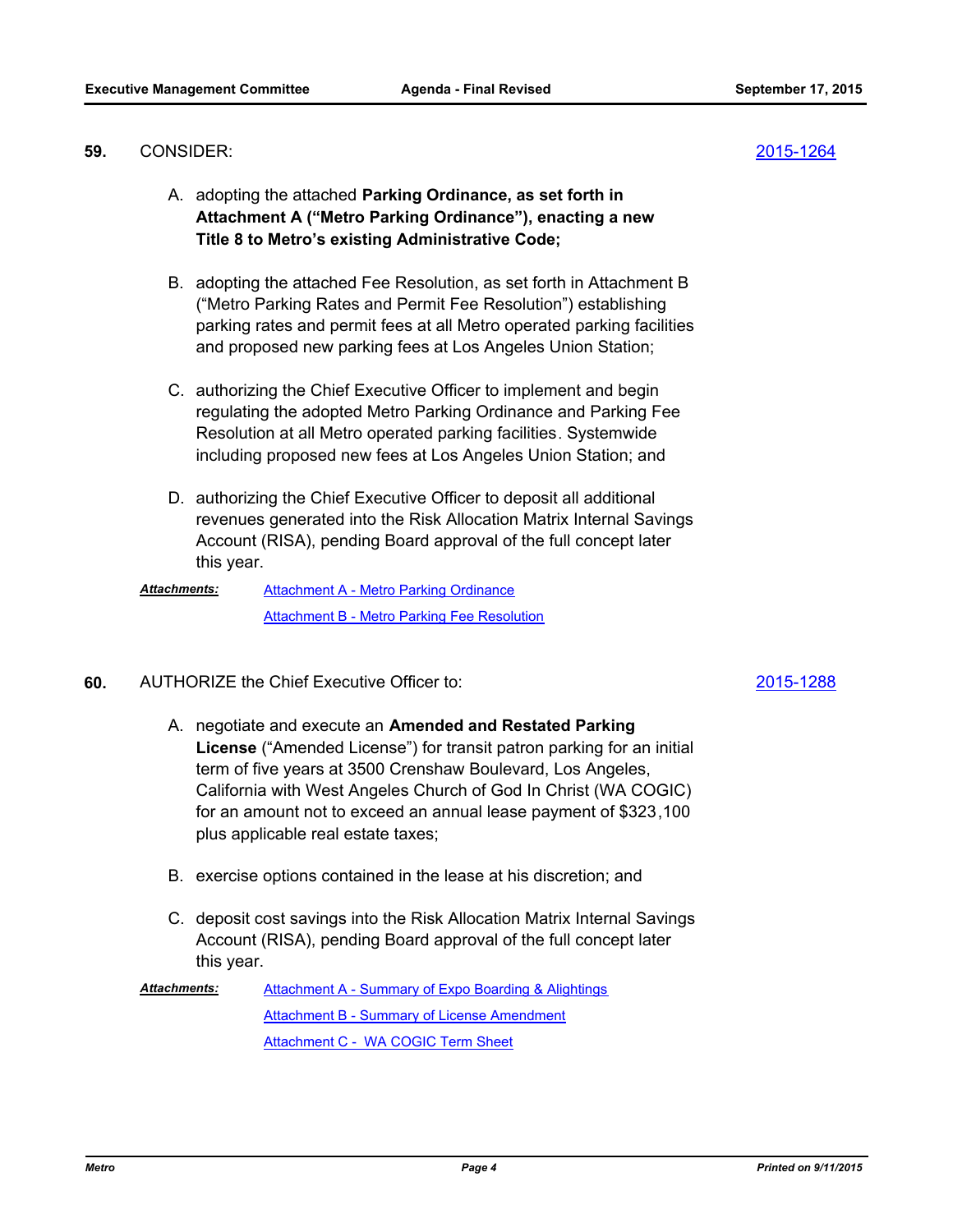**59.** CONSIDER: 2015-1264

A. adopting the attached **Parking Ordinance, as set forth in Attachment A ("Metro Parking Ordinance"), enacting a new Title 8 to Metro's existing Administrative Code;**

B. adopting the attached Fee Resolution, as set forth in Attachment B ("Metro Parking Rates and Permit Fee Resolution") establishing parking rates and permit fees at all Metro operated parking facilities and proposed new parking fees at Los Angeles Union Station;

C. authorizing the Chief Executive Officer to implement and begin regulating the adopted Metro Parking Ordinance and Parking Fee Resolution at all Metro operated parking facilities. Systemwide including proposed new fees at Los Angeles Union Station; and

D. authorizing the Chief Executive Officer to deposit all additional revenues generated into the Risk Allocation Matrix Internal Savings Account (RISA), pending Board approval of the full concept later this year.

***Attachments:*** Attachment A - Metro Parking Ordinance
Attachment B - Metro Parking Fee Resolution

**60.** AUTHORIZE the Chief Executive Officer to: 2015-1288

A. negotiate and execute an **Amended and Restated Parking License** ("Amended License") for transit patron parking for an initial term of five years at 3500 Crenshaw Boulevard, Los Angeles, California with West Angeles Church of God In Christ (WA COGIC) for an amount not to exceed an annual lease payment of $323,100 plus applicable real estate taxes;

B. exercise options contained in the lease at his discretion; and

C. deposit cost savings into the Risk Allocation Matrix Internal Savings Account (RISA), pending Board approval of the full concept later this year.

***Attachments:*** Attachment A - Summary of Expo Boarding & Alightings
Attachment B - Summary of License Amendment
Attachment C - WA COGIC Term Sheet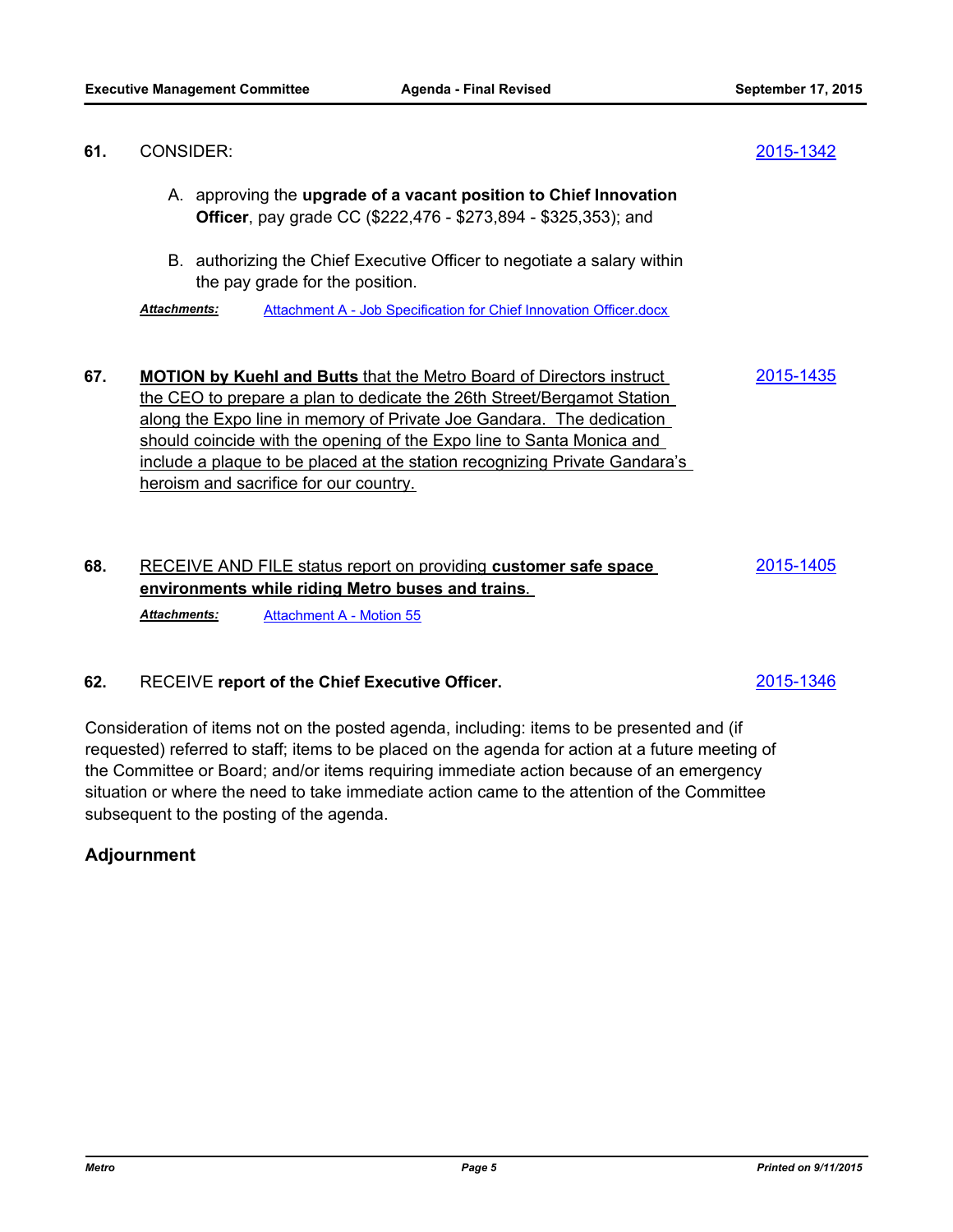**61.** CONSIDER: 2015-1342

A. approving the **upgrade of a vacant position to Chief Innovation Officer**, pay grade CC ($222,476 - $273,894 - $325,353); and

B. authorizing the Chief Executive Officer to negotiate a salary within the pay grade for the position.

***Attachments:*** Attachment A - Job Specification for Chief Innovation Officer.docx

**67.** **MOTION by Kuehl and Butts** that the Metro Board of Directors instruct the CEO to prepare a plan to dedicate the 26th Street/Bergamot Station along the Expo line in memory of Private Joe Gandara. The dedication should coincide with the opening of the Expo line to Santa Monica and include a plaque to be placed at the station recognizing Private Gandara's heroism and sacrifice for our country. 2015-1435

**68.** RECEIVE AND FILE status report on providing **customer safe space environments while riding Metro buses and trains**. 2015-1405

***Attachments:*** Attachment A - Motion 55

**62.** RECEIVE **report of the Chief Executive Officer.** 2015-1346

Consideration of items not on the posted agenda, including: items to be presented and (if requested) referred to staff; items to be placed on the agenda for action at a future meeting of the Committee or Board; and/or items requiring immediate action because of an emergency situation or where the need to take immediate action came to the attention of the Committee subsequent to the posting of the agenda.

## Adjournment